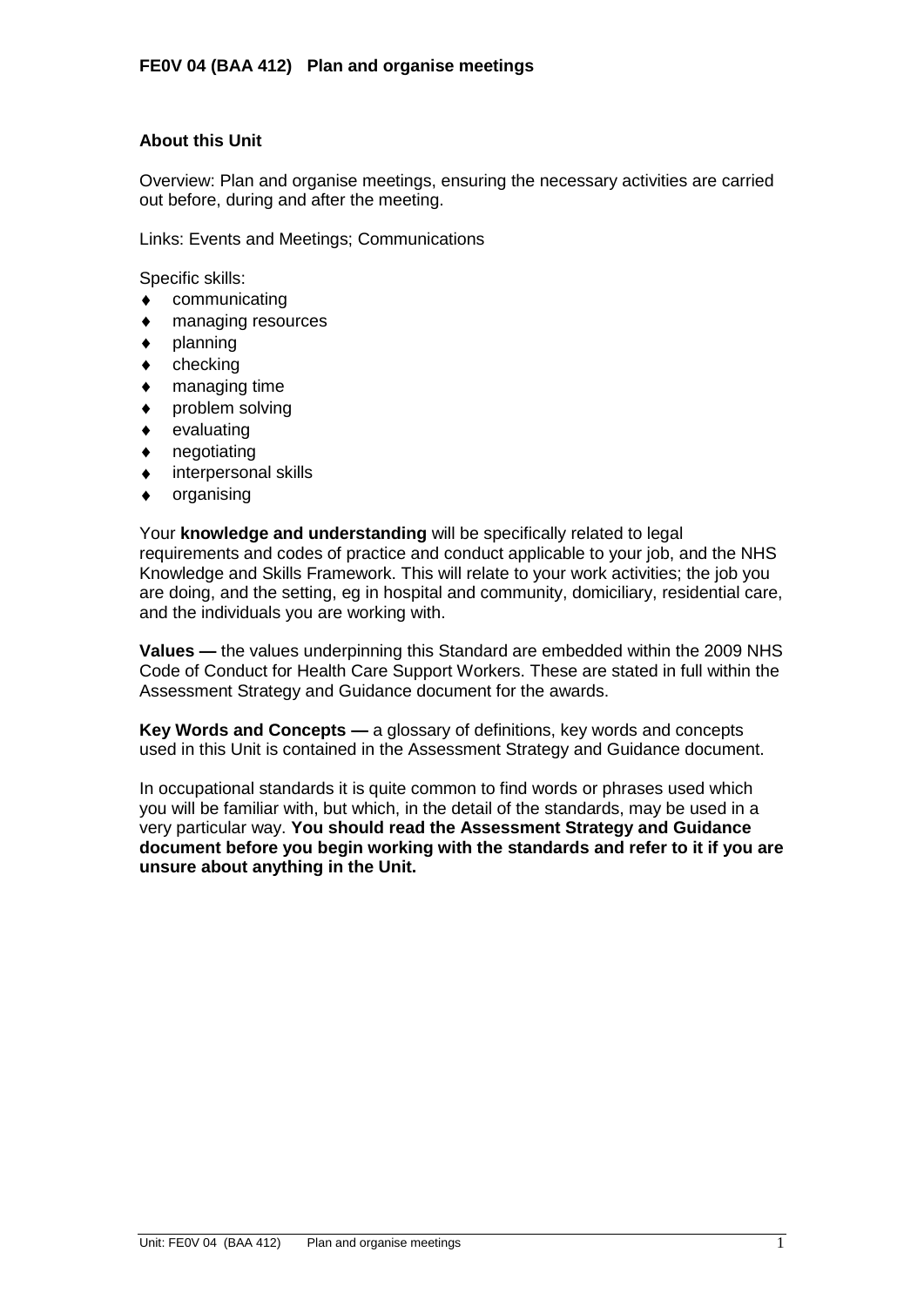# FE0V 04 (BAA 412) Plan and organise meetings

## About this Unit

Overview: Plan and organise meetings, ensuring the necessary activities are carried out before, during and after the meeting.

Links: Events and Meetings; Communications

Specific skills:

- communicating
- managing resources
- planning
- checking
- managing time
- problem solving
- evaluating
- negotiating
- interpersonal skills
- organising

Your **knowledge and understanding** will be specifically related to legal requirements and codes of practice and conduct applicable to your job, and the NHS Knowledge and Skills Framework. This will relate to your work activities; the job you are doing, and the setting, eg in hospital and community, domiciliary, residential care, and the individuals you are working with.

**Values —** the values underpinning this Standard are embedded within the 2009 NHS Code of Conduct for Health Care Support Workers. These are stated in full within the Assessment Strategy and Guidance document for the awards.

**Key Words and Concepts —** a glossary of definitions, key words and concepts used in this Unit is contained in the Assessment Strategy and Guidance document.

In occupational standards it is quite common to find words or phrases used which you will be familiar with, but which, in the detail of the standards, may be used in a very particular way. **You should read the Assessment Strategy and Guidance document before you begin working with the standards and refer to it if you are unsure about anything in the Unit.**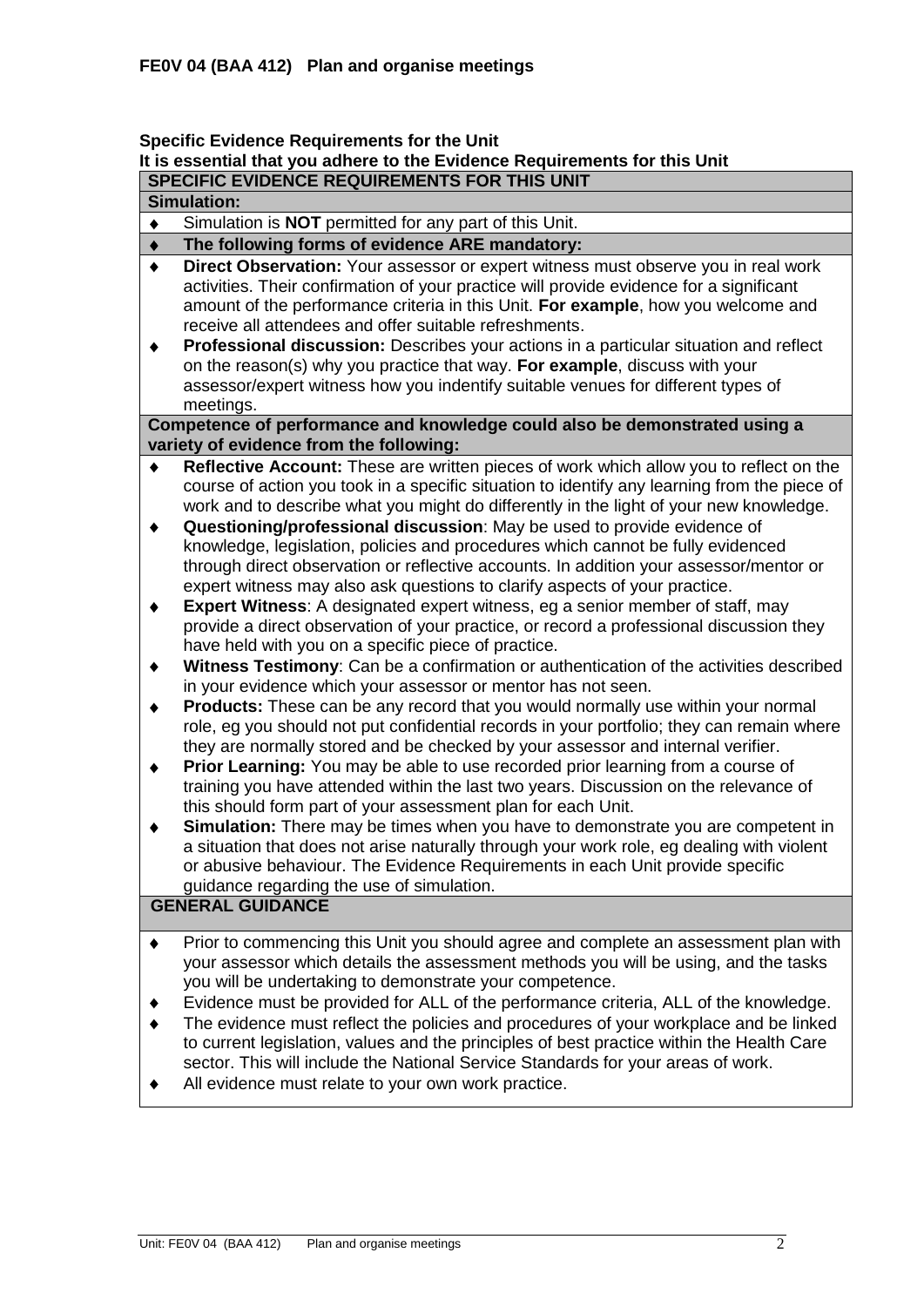**FE0V 04 (BAA 412) Plan and organise meetings**

**Specific Evidence Requirements for the Unit**
**It is essential that you adhere to the Evidence Requirements for this Unit**

**SPECIFIC EVIDENCE REQUIREMENTS FOR THIS UNIT**

**Simulation:**

- Simulation is **NOT** permitted for any part of this Unit.
- **The following forms of evidence ARE mandatory:**
- **Direct Observation:** Your assessor or expert witness must observe you in real work activities. Their confirmation of your practice will provide evidence for a significant amount of the performance criteria in this Unit. **For example**, how you welcome and receive all attendees and offer suitable refreshments.
- **Professional discussion:** Describes your actions in a particular situation and reflect on the reason(s) why you practice that way. **For example**, discuss with your assessor/expert witness how you indentify suitable venues for different types of meetings.

**Competence of performance and knowledge could also be demonstrated using a variety of evidence from the following:**

- **Reflective Account:** These are written pieces of work which allow you to reflect on the course of action you took in a specific situation to identify any learning from the piece of work and to describe what you might do differently in the light of your new knowledge.
- **Questioning/professional discussion**: May be used to provide evidence of knowledge, legislation, policies and procedures which cannot be fully evidenced through direct observation or reflective accounts. In addition your assessor/mentor or expert witness may also ask questions to clarify aspects of your practice.
- **Expert Witness**: A designated expert witness, eg a senior member of staff, may provide a direct observation of your practice, or record a professional discussion they have held with you on a specific piece of practice.
- **Witness Testimony**: Can be a confirmation or authentication of the activities described in your evidence which your assessor or mentor has not seen.
- **Products:** These can be any record that you would normally use within your normal role, eg you should not put confidential records in your portfolio; they can remain where they are normally stored and be checked by your assessor and internal verifier.
- **Prior Learning:** You may be able to use recorded prior learning from a course of training you have attended within the last two years. Discussion on the relevance of this should form part of your assessment plan for each Unit.
- **Simulation:** There may be times when you have to demonstrate you are competent in a situation that does not arise naturally through your work role, eg dealing with violent or abusive behaviour. The Evidence Requirements in each Unit provide specific guidance regarding the use of simulation.

**GENERAL GUIDANCE**

- Prior to commencing this Unit you should agree and complete an assessment plan with your assessor which details the assessment methods you will be using, and the tasks you will be undertaking to demonstrate your competence.
- Evidence must be provided for ALL of the performance criteria, ALL of the knowledge.
- The evidence must reflect the policies and procedures of your workplace and be linked to current legislation, values and the principles of best practice within the Health Care sector. This will include the National Service Standards for your areas of work.
- All evidence must relate to your own work practice.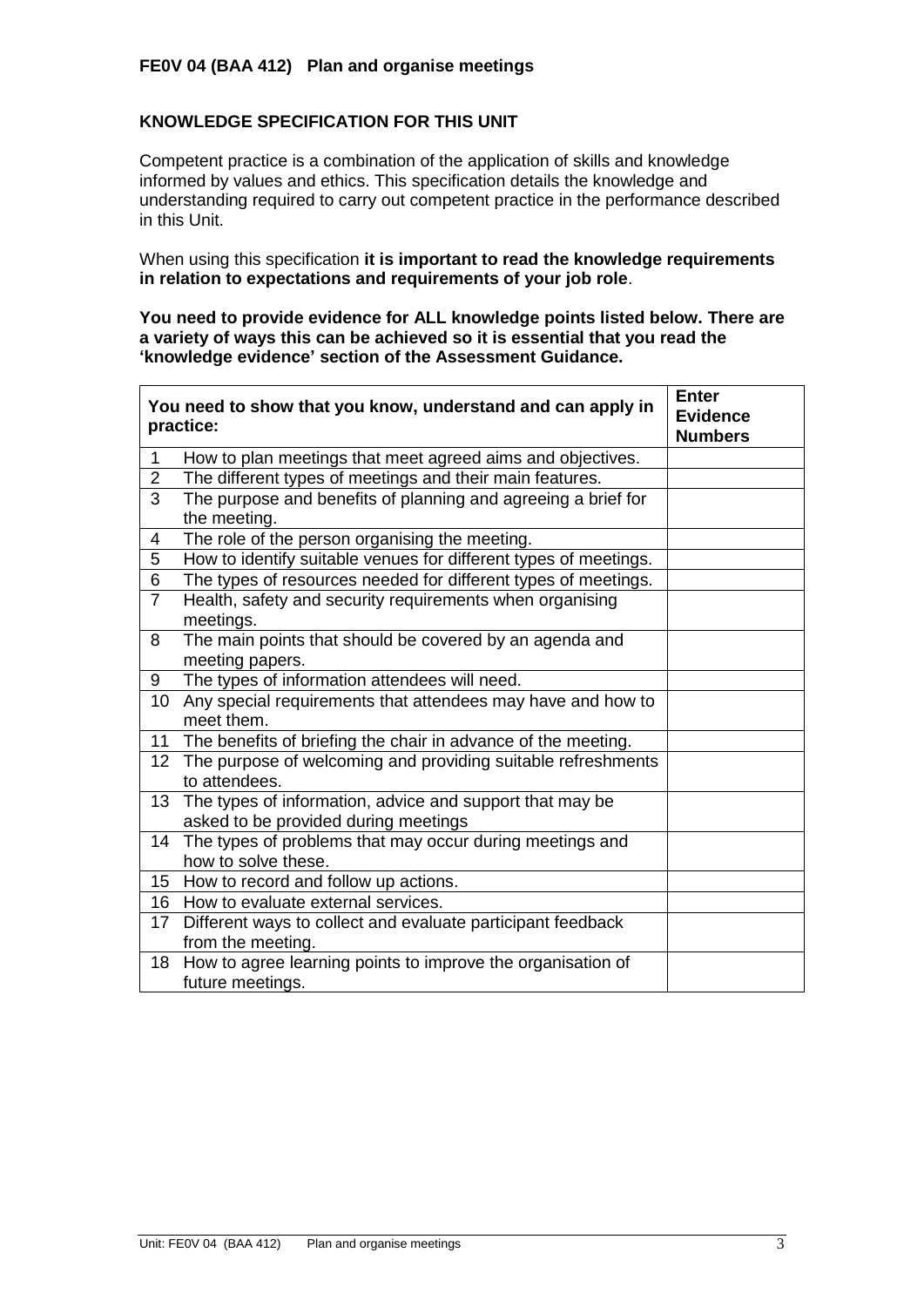**FE0V 04 (BAA 412) Plan and organise meetings**

**KNOWLEDGE SPECIFICATION FOR THIS UNIT**

Competent practice is a combination of the application of skills and knowledge informed by values and ethics. This specification details the knowledge and understanding required to carry out competent practice in the performance described in this Unit.

When using this specification **it is important to read the knowledge requirements in relation to expectations and requirements of your job role**.

**You need to provide evidence for ALL knowledge points listed below. There are a variety of ways this can be achieved so it is essential that you read the 'knowledge evidence' section of the Assessment Guidance.**

| | **You need to show that you know, understand and can apply in practice:** | **Enter Evidence Numbers** |
|---|---|---|
| 1 | How to plan meetings that meet agreed aims and objectives. | |
| 2 | The different types of meetings and their main features. | |
| 3 | The purpose and benefits of planning and agreeing a brief for the meeting. | |
| 4 | The role of the person organising the meeting. | |
| 5 | How to identify suitable venues for different types of meetings. | |
| 6 | The types of resources needed for different types of meetings. | |
| 7 | Health, safety and security requirements when organising meetings. | |
| 8 | The main points that should be covered by an agenda and meeting papers. | |
| 9 | The types of information attendees will need. | |
| 10 | Any special requirements that attendees may have and how to meet them. | |
| 11 | The benefits of briefing the chair in advance of the meeting. | |
| 12 | The purpose of welcoming and providing suitable refreshments to attendees. | |
| 13 | The types of information, advice and support that may be asked to be provided during meetings | |
| 14 | The types of problems that may occur during meetings and how to solve these. | |
| 15 | How to record and follow up actions. | |
| 16 | How to evaluate external services. | |
| 17 | Different ways to collect and evaluate participant feedback from the meeting. | |
| 18 | How to agree learning points to improve the organisation of future meetings. | |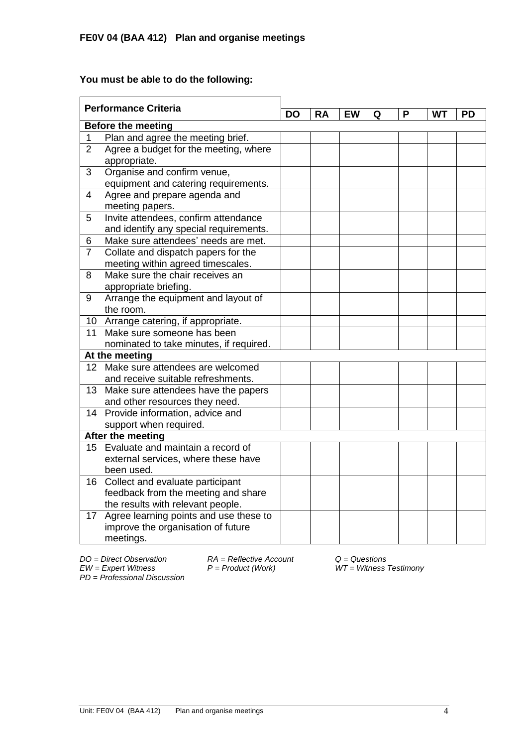### FE0V 04 (BAA 412) Plan and organise meetings

**You must be able to do the following:**

| Performance Criteria | DO | RA | EW | Q | P | WT | PD |
|---|---|---|---|---|---|---|---|
| **Before the meeting** | | | | | | | |
| 1 Plan and agree the meeting brief. | | | | | | | |
| 2 Agree a budget for the meeting, where appropriate. | | | | | | | |
| 3 Organise and confirm venue, equipment and catering requirements. | | | | | | | |
| 4 Agree and prepare agenda and meeting papers. | | | | | | | |
| 5 Invite attendees, confirm attendance and identify any special requirements. | | | | | | | |
| 6 Make sure attendees' needs are met. | | | | | | | |
| 7 Collate and dispatch papers for the meeting within agreed timescales. | | | | | | | |
| 8 Make sure the chair receives an appropriate briefing. | | | | | | | |
| 9 Arrange the equipment and layout of the room. | | | | | | | |
| 10 Arrange catering, if appropriate. | | | | | | | |
| 11 Make sure someone has been nominated to take minutes, if required. | | | | | | | |
| **At the meeting** | | | | | | | |
| 12 Make sure attendees are welcomed and receive suitable refreshments. | | | | | | | |
| 13 Make sure attendees have the papers and other resources they need. | | | | | | | |
| 14 Provide information, advice and support when required. | | | | | | | |
| **After the meeting** | | | | | | | |
| 15 Evaluate and maintain a record of external services, where these have been used. | | | | | | | |
| 16 Collect and evaluate participant feedback from the meeting and share the results with relevant people. | | | | | | | |
| 17 Agree learning points and use these to improve the organisation of future meetings. | | | | | | | |

*DO = Direct Observation* *RA = Reflective Account* *Q = Questions*
*EW = Expert Witness* *P = Product (Work)* *WT = Witness Testimony*
*PD = Professional Discussion*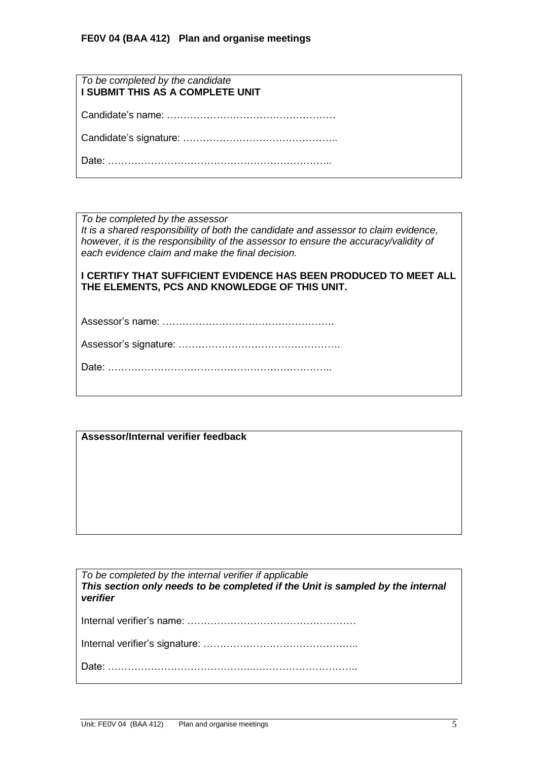**FE0V 04 (BAA 412) Plan and organise meetings**

*To be completed by the candidate*
**I SUBMIT THIS AS A COMPLETE UNIT**

Candidate's name: ……………………………………………

Candidate's signature: ………………………………………..

Date: …………………………………………………………..

*To be completed by the assessor*
*It is a shared responsibility of both the candidate and assessor to claim evidence, however, it is the responsibility of the assessor to ensure the accuracy/validity of each evidence claim and make the final decision.*

**I CERTIFY THAT SUFFICIENT EVIDENCE HAS BEEN PRODUCED TO MEET ALL THE ELEMENTS, PCS AND KNOWLEDGE OF THIS UNIT.**

Assessor's name: …………………………………………….

Assessor's signature: ………………………………………….

Date: …………………………………………………………..

**Assessor/Internal verifier feedback**

*To be completed by the internal verifier if applicable*
***This section only needs to be completed if the Unit is sampled by the internal verifier***

Internal verifier's name: ……………………………………………

Internal verifier's signature: ………………………………………..

Date: …………………………………..…………………………..